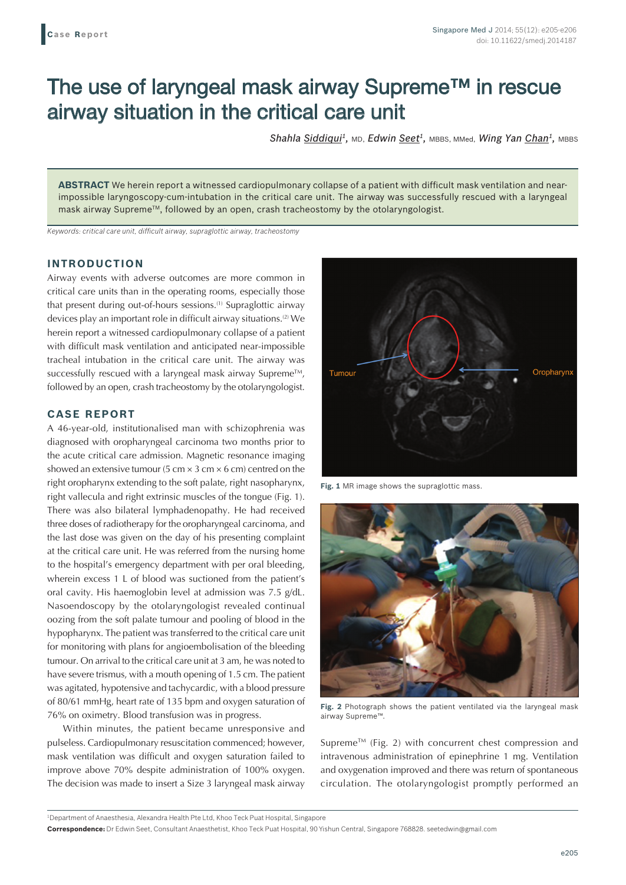Case Report

# The use of laryngeal mask airway Supreme™ in rescue airway situation in the critical care unit

*Shahla Siddiqui*[1], MD, *Edwin Seet*[1], MBBS, MMed, *Wing Yan Chan*[1], MBBS

**ABSTRACT** We herein report a witnessed cardiopulmonary collapse of a patient with difficult mask ventilation and near-impossible laryngoscopy-cum-intubation in the critical care unit. The airway was successfully rescued with a laryngeal mask airway Supreme™, followed by an open, crash tracheostomy by the otolaryngologist.

*Keywords: critical care unit, difficult airway, supraglottic airway, tracheostomy*

## INTRODUCTION

Airway events with adverse outcomes are more common in critical care units than in the operating rooms, especially those that present during out-of-hours sessions.[1] Supraglottic airway devices play an important role in difficult airway situations.[2] We herein report a witnessed cardiopulmonary collapse of a patient with difficult mask ventilation and anticipated near-impossible tracheal intubation in the critical care unit. The airway was successfully rescued with a laryngeal mask airway Supreme™, followed by an open, crash tracheostomy by the otolaryngologist.

## CASE REPORT

A 46-year-old, institutionalised man with schizophrenia was diagnosed with oropharyngeal carcinoma two months prior to the acute critical care admission. Magnetic resonance imaging showed an extensive tumour (5 cm × 3 cm × 6 cm) centred on the right oropharynx extending to the soft palate, right nasopharynx, right vallecula and right extrinsic muscles of the tongue (Fig. 1). There was also bilateral lymphadenopathy. He had received three doses of radiotherapy for the oropharyngeal carcinoma, and the last dose was given on the day of his presenting complaint at the critical care unit. He was referred from the nursing home to the hospital's emergency department with per oral bleeding, wherein excess 1 L of blood was suctioned from the patient's oral cavity. His haemoglobin level at admission was 7.5 g/dL. Nasoendoscopy by the otolaryngologist revealed continual oozing from the soft palate tumour and pooling of blood in the hypopharynx. The patient was transferred to the critical care unit for monitoring with plans for angioembolisation of the bleeding tumour. On arrival to the critical care unit at 3 am, he was noted to have severe trismus, with a mouth opening of 1.5 cm. The patient was agitated, hypotensive and tachycardic, with a blood pressure of 80/61 mmHg, heart rate of 135 bpm and oxygen saturation of 76% on oximetry. Blood transfusion was in progress.

Within minutes, the patient became unresponsive and pulseless. Cardiopulmonary resuscitation commenced; however, mask ventilation was difficult and oxygen saturation failed to improve above 70% despite administration of 100% oxygen. The decision was made to insert a Size 3 laryngeal mask airway Supreme™ (Fig. 2) with concurrent chest compression and intravenous administration of epinephrine 1 mg. Ventilation and oxygenation improved and there was return of spontaneous circulation. The otolaryngologist promptly performed an

**Fig. 1** MR image shows the supraglottic mass.

**Fig. 2** Photograph shows the patient ventilated via the laryngeal mask airway Supreme™.

[1]Department of Anaesthesia, Alexandra Health Pte Ltd, Khoo Teck Puat Hospital, Singapore

**Correspondence:** Dr Edwin Seet, Consultant Anaesthetist, Khoo Teck Puat Hospital, 90 Yishun Central, Singapore 768828. seetedwin@gmail.com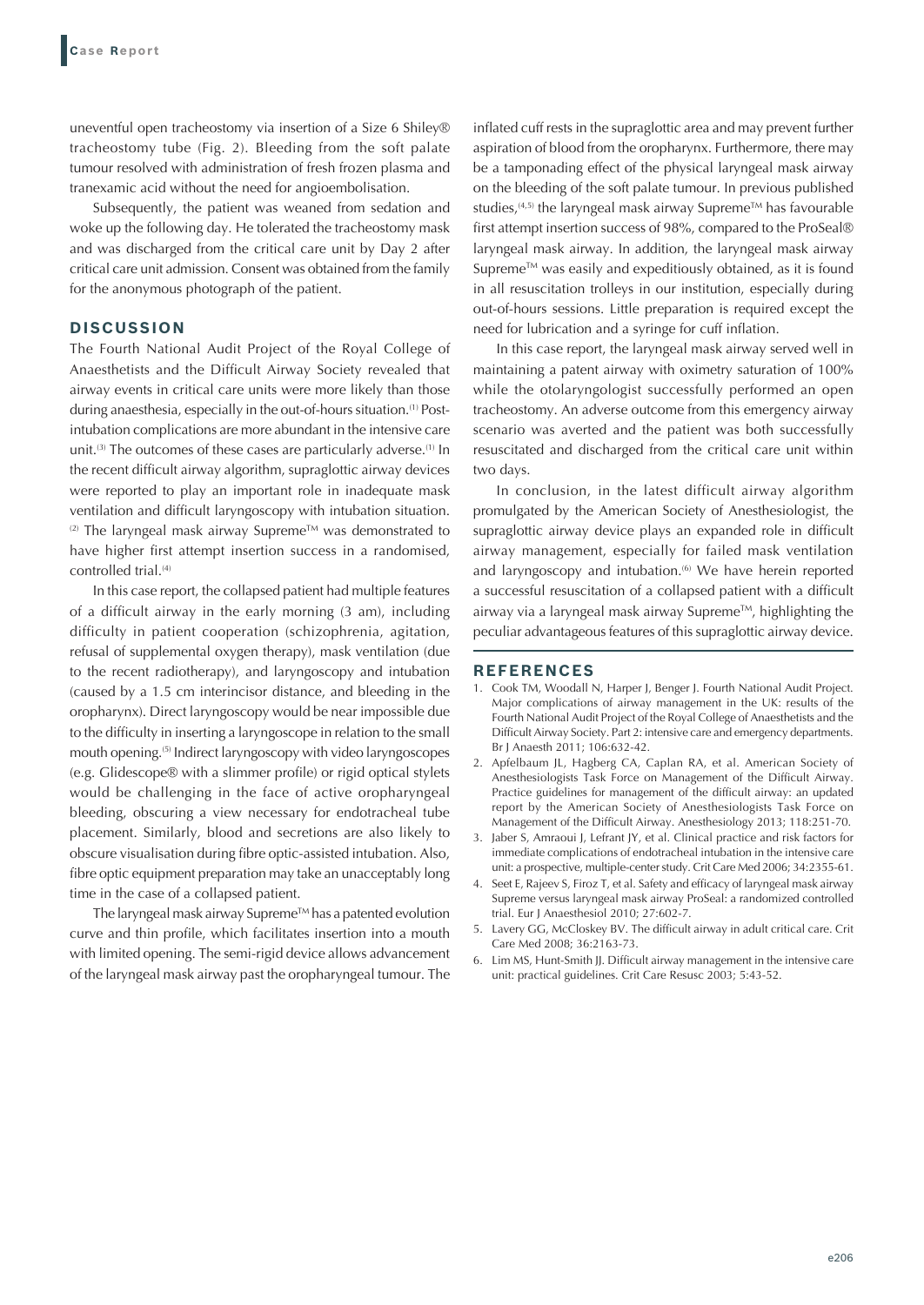uneventful open tracheostomy via insertion of a Size 6 Shiley® tracheostomy tube (Fig. 2). Bleeding from the soft palate tumour resolved with administration of fresh frozen plasma and tranexamic acid without the need for angioembolisation.

Subsequently, the patient was weaned from sedation and woke up the following day. He tolerated the tracheostomy mask and was discharged from the critical care unit by Day 2 after critical care unit admission. Consent was obtained from the family for the anonymous photograph of the patient.

## DISCUSSION

The Fourth National Audit Project of the Royal College of Anaesthetists and the Difficult Airway Society revealed that airway events in critical care units were more likely than those during anaesthesia, especially in the out-of-hours situation.[1] Post-intubation complications are more abundant in the intensive care unit.[3] The outcomes of these cases are particularly adverse.[1] In the recent difficult airway algorithm, supraglottic airway devices were reported to play an important role in inadequate mask ventilation and difficult laryngoscopy with intubation situation.[2] The laryngeal mask airway Supreme™ was demonstrated to have higher first attempt insertion success in a randomised, controlled trial.[4]

In this case report, the collapsed patient had multiple features of a difficult airway in the early morning (3 am), including difficulty in patient cooperation (schizophrenia, agitation, refusal of supplemental oxygen therapy), mask ventilation (due to the recent radiotherapy), and laryngoscopy and intubation (caused by a 1.5 cm interincisor distance, and bleeding in the oropharynx). Direct laryngoscopy would be near impossible due to the difficulty in inserting a laryngoscope in relation to the small mouth opening.[5] Indirect laryngoscopy with video laryngoscopes (e.g. Glidescope® with a slimmer profile) or rigid optical stylets would be challenging in the face of active oropharyngeal bleeding, obscuring a view necessary for endotracheal tube placement. Similarly, blood and secretions are also likely to obscure visualisation during fibre optic-assisted intubation. Also, fibre optic equipment preparation may take an unacceptably long time in the case of a collapsed patient.

The laryngeal mask airway Supreme™ has a patented evolution curve and thin profile, which facilitates insertion into a mouth with limited opening. The semi-rigid device allows advancement of the laryngeal mask airway past the oropharyngeal tumour. The inflated cuff rests in the supraglottic area and may prevent further aspiration of blood from the oropharynx. Furthermore, there may be a tamponading effect of the physical laryngeal mask airway on the bleeding of the soft palate tumour. In previous published studies,[4,5] the laryngeal mask airway Supreme™ has favourable first attempt insertion success of 98%, compared to the ProSeal® laryngeal mask airway. In addition, the laryngeal mask airway Supreme™ was easily and expeditiously obtained, as it is found in all resuscitation trolleys in our institution, especially during out-of-hours sessions. Little preparation is required except the need for lubrication and a syringe for cuff inflation.

In this case report, the laryngeal mask airway served well in maintaining a patent airway with oximetry saturation of 100% while the otolaryngologist successfully performed an open tracheostomy. An adverse outcome from this emergency airway scenario was averted and the patient was both successfully resuscitated and discharged from the critical care unit within two days.

In conclusion, in the latest difficult airway algorithm promulgated by the American Society of Anesthesiologist, the supraglottic airway device plays an expanded role in difficult airway management, especially for failed mask ventilation and laryngoscopy and intubation.[6] We have herein reported a successful resuscitation of a collapsed patient with a difficult airway via a laryngeal mask airway Supreme™, highlighting the peculiar advantageous features of this supraglottic airway device.

## REFERENCES

1. Cook TM, Woodall N, Harper J, Benger J. Fourth National Audit Project. Major complications of airway management in the UK: results of the Fourth National Audit Project of the Royal College of Anaesthetists and the Difficult Airway Society. Part 2: intensive care and emergency departments. Br J Anaesth 2011; 106:632-42.
2. Apfelbaum JL, Hagberg CA, Caplan RA, et al. American Society of Anesthesiologists Task Force on Management of the Difficult Airway. Practice guidelines for management of the difficult airway: an updated report by the American Society of Anesthesiologists Task Force on Management of the Difficult Airway. Anesthesiology 2013; 118:251-70.
3. Jaber S, Amraoui J, Lefrant JY, et al. Clinical practice and risk factors for immediate complications of endotracheal intubation in the intensive care unit: a prospective, multiple-center study. Crit Care Med 2006; 34:2355-61.
4. Seet E, Rajeev S, Firoz T, et al. Safety and efficacy of laryngeal mask airway Supreme versus laryngeal mask airway ProSeal: a randomized controlled trial. Eur J Anaesthesiol 2010; 27:602-7.
5. Lavery GG, McCloskey BV. The difficult airway in adult critical care. Crit Care Med 2008; 36:2163-73.
6. Lim MS, Hunt-Smith JJ. Difficult airway management in the intensive care unit: practical guidelines. Crit Care Resusc 2003; 5:43-52.